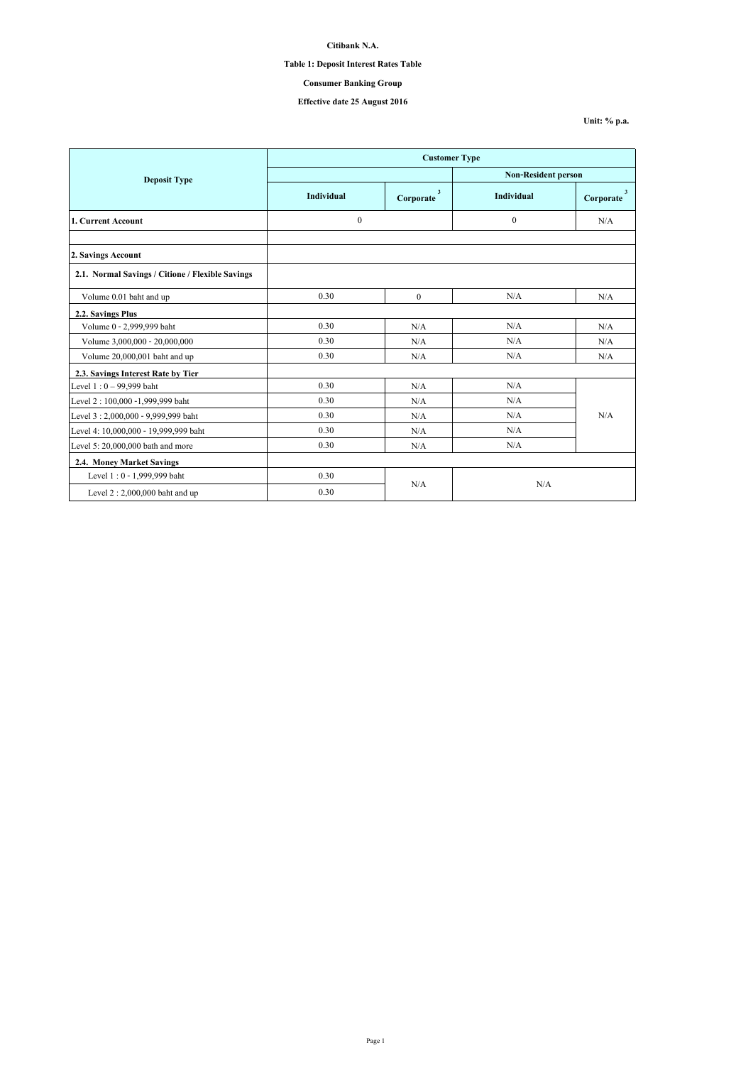**Citibank N.A.**

**Table 1: Deposit Interest Rates Table**

**Consumer Banking Group**

**Effective date 25 August 2016**

**Unit: % p.a.**

| Deposit Type | Customer Type | | | |
|---|---|---|---|---|
| | | | Non-Resident person | |
| | Individual | Corporate [3] | Individual | Corporate [3] |
| **1. Current Account** | 0 | | 0 | N/A |
| | | | | |
| **2. Savings Account** | | | | |
| **2.1. Normal Savings / Citione / Flexible Savings** | | | | |
| Volume 0.01 baht and up | 0.30 | 0 | N/A | N/A |
| **2.2. Savings Plus** | | | | |
| Volume 0 - 2,999,999 baht | 0.30 | N/A | N/A | N/A |
| Volume 3,000,000 - 20,000,000 | 0.30 | N/A | N/A | N/A |
| Volume 20,000,001 baht and up | 0.30 | N/A | N/A | N/A |
| **2.3. Savings Interest Rate by Tier** | | | | |
| Level 1 : 0 – 99,999 baht | 0.30 | N/A | N/A | N/A |
| Level 2 : 100,000 -1,999,999 baht | 0.30 | N/A | N/A | |
| Level 3 : 2,000,000 - 9,999,999 baht | 0.30 | N/A | N/A | |
| Level 4: 10,000,000 - 19,999,999 baht | 0.30 | N/A | N/A | |
| Level 5: 20,000,000 bath and more | 0.30 | N/A | N/A | |
| **2.4. Money Market Savings** | | | | |
| Level 1 : 0 - 1,999,999 baht | 0.30 | N/A | N/A | |
| Level 2 : 2,000,000 baht and up | 0.30 | | | |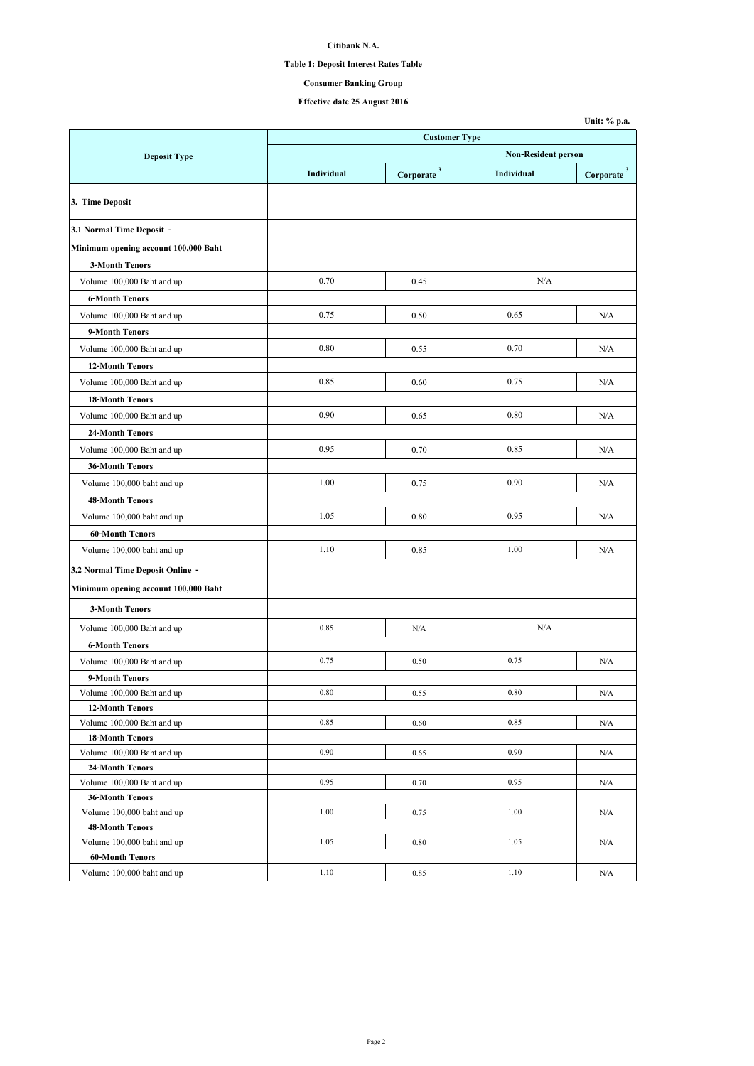**Citibank N.A.**

**Table 1: Deposit Interest Rates Table**

**Consumer Banking Group**

**Effective date 25 August 2016**

**Unit: % p.a.**

| Deposit Type | Customer Type | | | |
|---|---|---|---|---|
| | | | Non-Resident person | |
| | Individual | Corporate [3] | Individual | Corporate [3] |
| **3. Time Deposit** | | | | |
| **3.1 Normal Time Deposit - Minimum opening account 100,000 Baht** | | | | |
| **3-Month Tenors** | | | | |
| Volume 100,000 Baht and up | 0.70 | 0.45 | N/A | |
| **6-Month Tenors** | | | | |
| Volume 100,000 Baht and up | 0.75 | 0.50 | 0.65 | N/A |
| **9-Month Tenors** | | | | |
| Volume 100,000 Baht and up | 0.80 | 0.55 | 0.70 | N/A |
| **12-Month Tenors** | | | | |
| Volume 100,000 Baht and up | 0.85 | 0.60 | 0.75 | N/A |
| **18-Month Tenors** | | | | |
| Volume 100,000 Baht and up | 0.90 | 0.65 | 0.80 | N/A |
| **24-Month Tenors** | | | | |
| Volume 100,000 Baht and up | 0.95 | 0.70 | 0.85 | N/A |
| **36-Month Tenors** | | | | |
| Volume 100,000 baht and up | 1.00 | 0.75 | 0.90 | N/A |
| **48-Month Tenors** | | | | |
| Volume 100,000 baht and up | 1.05 | 0.80 | 0.95 | N/A |
| **60-Month Tenors** | | | | |
| Volume 100,000 baht and up | 1.10 | 0.85 | 1.00 | N/A |
| **3.2 Normal Time Deposit Online - Minimum opening account 100,000 Baht** | | | | |
| **3-Month Tenors** | | | | |
| Volume 100,000 Baht and up | 0.85 | N/A | N/A | |
| **6-Month Tenors** | | | | |
| Volume 100,000 Baht and up | 0.75 | 0.50 | 0.75 | N/A |
| **9-Month Tenors** | | | | |
| Volume 100,000 Baht and up | 0.80 | 0.55 | 0.80 | N/A |
| **12-Month Tenors** | | | | |
| Volume 100,000 Baht and up | 0.85 | 0.60 | 0.85 | N/A |
| **18-Month Tenors** | | | | |
| Volume 100,000 Baht and up | 0.90 | 0.65 | 0.90 | N/A |
| **24-Month Tenors** | | | | |
| Volume 100,000 Baht and up | 0.95 | 0.70 | 0.95 | N/A |
| **36-Month Tenors** | | | | |
| Volume 100,000 baht and up | 1.00 | 0.75 | 1.00 | N/A |
| **48-Month Tenors** | | | | |
| Volume 100,000 baht and up | 1.05 | 0.80 | 1.05 | N/A |
| **60-Month Tenors** | | | | |
| Volume 100,000 baht and up | 1.10 | 0.85 | 1.10 | N/A |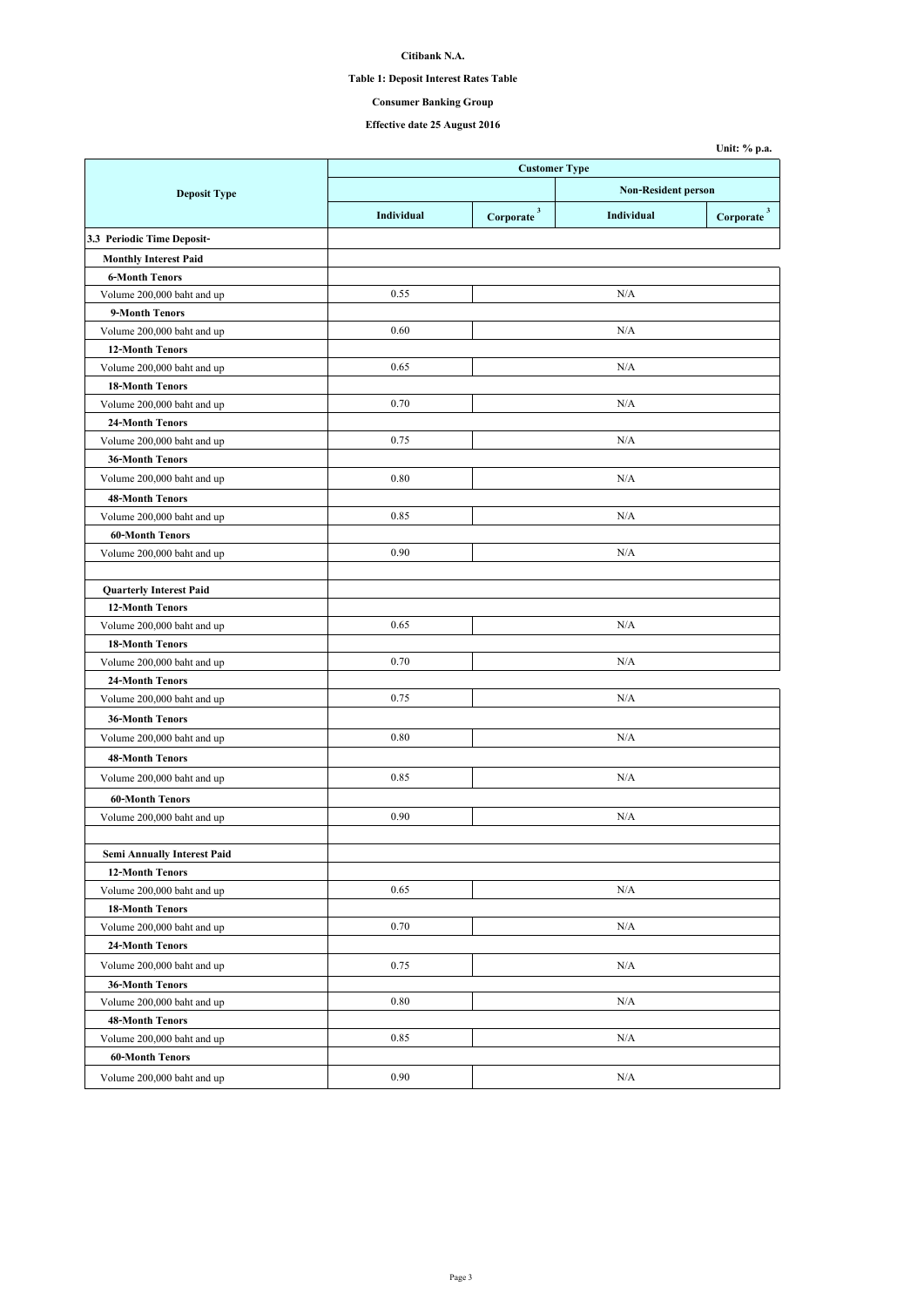**Citibank N.A.**

**Table 1: Deposit Interest Rates Table**

**Consumer Banking Group**

**Effective date 25 August 2016**

Unit: % p.a.

| Deposit Type | Customer Type | | | |
|---|---|---|---|---|
| | | | Non-Resident person | |
| | Individual | Corporate [3] | Individual | Corporate [3] |
| **3.3 Periodic Time Deposit-** | | | | |
| **Monthly Interest Paid** | | | | |
| **6-Month Tenors** | | | | |
| Volume 200,000 baht and up | 0.55 | N/A | | |
| **9-Month Tenors** | | | | |
| Volume 200,000 baht and up | 0.60 | N/A | | |
| **12-Month Tenors** | | | | |
| Volume 200,000 baht and up | 0.65 | N/A | | |
| **18-Month Tenors** | | | | |
| Volume 200,000 baht and up | 0.70 | N/A | | |
| **24-Month Tenors** | | | | |
| Volume 200,000 baht and up | 0.75 | N/A | | |
| **36-Month Tenors** | | | | |
| Volume 200,000 baht and up | 0.80 | N/A | | |
| **48-Month Tenors** | | | | |
| Volume 200,000 baht and up | 0.85 | N/A | | |
| **60-Month Tenors** | | | | |
| Volume 200,000 baht and up | 0.90 | N/A | | |
| | | | | |
| **Quarterly Interest Paid** | | | | |
| **12-Month Tenors** | | | | |
| Volume 200,000 baht and up | 0.65 | N/A | | |
| **18-Month Tenors** | | | | |
| Volume 200,000 baht and up | 0.70 | N/A | | |
| **24-Month Tenors** | | | | |
| Volume 200,000 baht and up | 0.75 | N/A | | |
| **36-Month Tenors** | | | | |
| Volume 200,000 baht and up | 0.80 | N/A | | |
| **48-Month Tenors** | | | | |
| Volume 200,000 baht and up | 0.85 | N/A | | |
| **60-Month Tenors** | | | | |
| Volume 200,000 baht and up | 0.90 | N/A | | |
| | | | | |
| **Semi Annually Interest Paid** | | | | |
| **12-Month Tenors** | | | | |
| Volume 200,000 baht and up | 0.65 | N/A | | |
| **18-Month Tenors** | | | | |
| Volume 200,000 baht and up | 0.70 | N/A | | |
| **24-Month Tenors** | | | | |
| Volume 200,000 baht and up | 0.75 | N/A | | |
| **36-Month Tenors** | | | | |
| Volume 200,000 baht and up | 0.80 | N/A | | |
| **48-Month Tenors** | | | | |
| Volume 200,000 baht and up | 0.85 | N/A | | |
| **60-Month Tenors** | | | | |
| Volume 200,000 baht and up | 0.90 | N/A | | |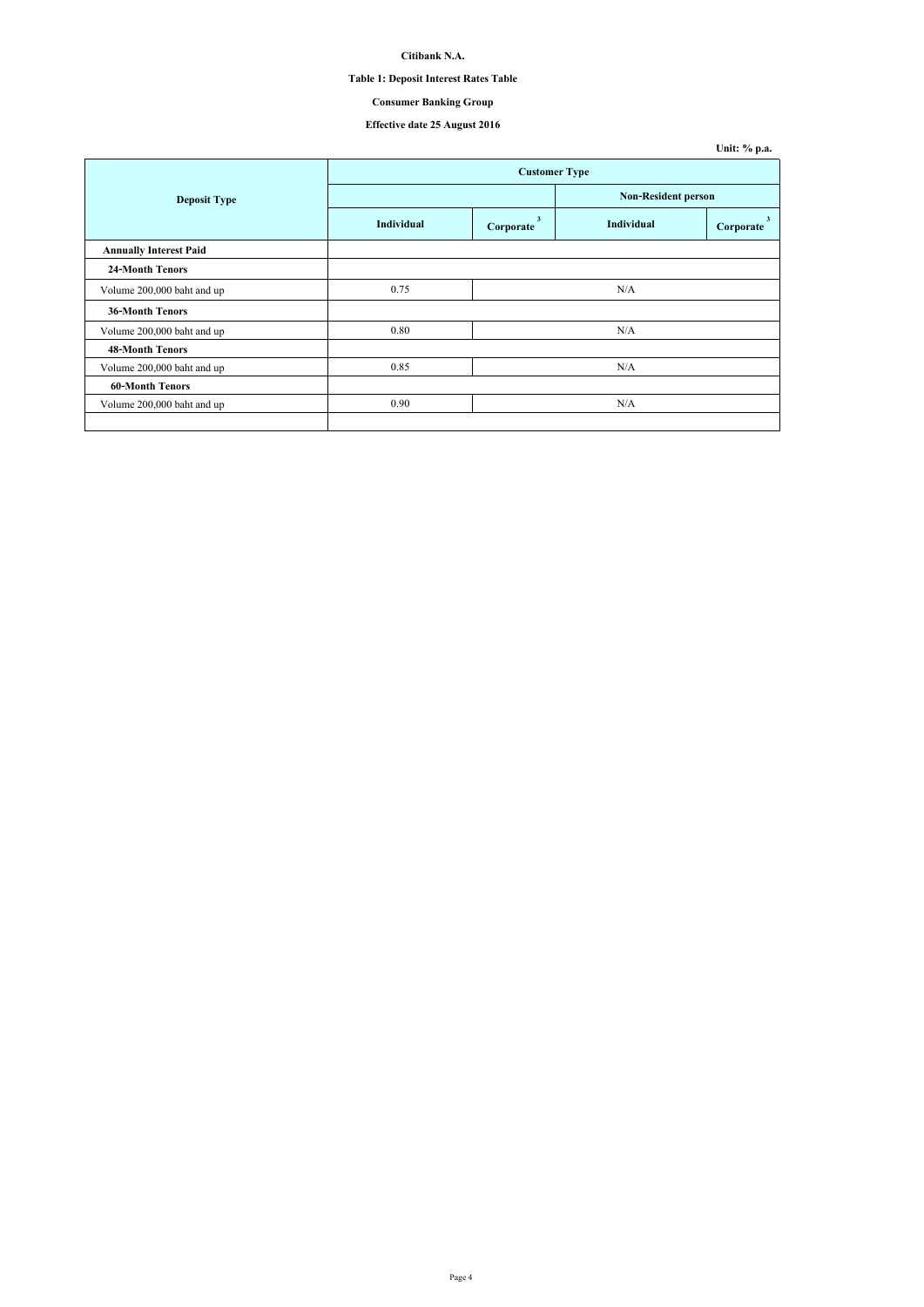**Citibank N.A.**

**Table 1: Deposit Interest Rates Table**

**Consumer Banking Group**

**Effective date 25 August 2016**

**Unit: % p.a.**

| Deposit Type | Customer Type | | | |
|---|---|---|---|---|
| | | | Non-Resident person | |
| | Individual | Corporate [3] | Individual | Corporate [3] |
| **Annually Interest Paid** | | | | |
| **24-Month Tenors** | | | | |
| Volume 200,000 baht and up | 0.75 | N/A | | |
| **36-Month Tenors** | | | | |
| Volume 200,000 baht and up | 0.80 | N/A | | |
| **48-Month Tenors** | | | | |
| Volume 200,000 baht and up | 0.85 | N/A | | |
| **60-Month Tenors** | | | | |
| Volume 200,000 baht and up | 0.90 | N/A | | |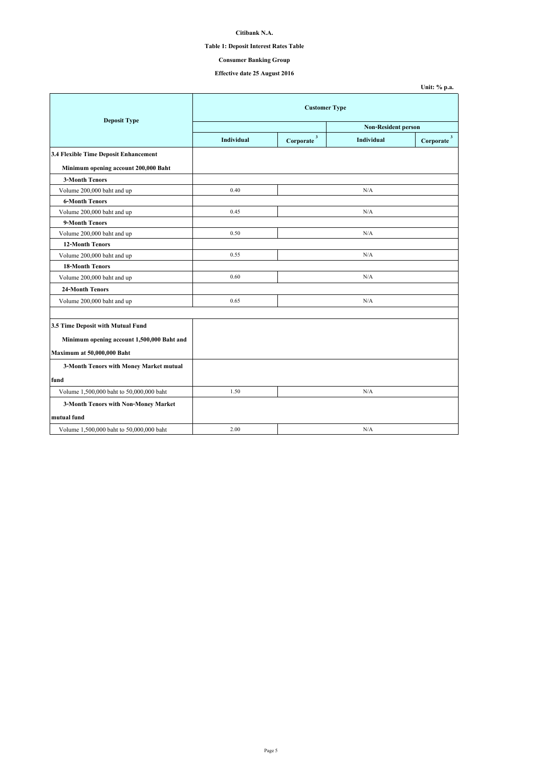**Citibank N.A.**

**Table 1: Deposit Interest Rates Table**

**Consumer Banking Group**

**Effective date 25 August 2016**

**Unit: % p.a.**

| Deposit Type | Customer Type | | | |
|---|---|---|---|---|
| | | | Non-Resident person | |
| | Individual | Corporate [3] | Individual | Corporate [3] |
| **3.4 Flexible Time Deposit Enhancement** | | | | |
| **Minimum opening account 200,000 Baht** | | | | |
| **3-Month Tenors** | | | | |
| Volume 200,000 baht and up | 0.40 | N/A | | |
| **6-Month Tenors** | | | | |
| Volume 200,000 baht and up | 0.45 | N/A | | |
| **9-Month Tenors** | | | | |
| Volume 200,000 baht and up | 0.50 | N/A | | |
| **12-Month Tenors** | | | | |
| Volume 200,000 baht and up | 0.55 | N/A | | |
| **18-Month Tenors** | | | | |
| Volume 200,000 baht and up | 0.60 | N/A | | |
| **24-Month Tenors** | | | | |
| Volume 200,000 baht and up | 0.65 | N/A | | |
| | | | | |
| **3.5 Time Deposit with Mutual Fund** | | | | |
| **Minimum opening account 1,500,000 Baht and Maximum at 50,000,000 Baht** | | | | |
| **3-Month Tenors with Money Market mutual fund** | | | | |
| Volume 1,500,000 baht to 50,000,000 baht | 1.50 | N/A | | |
| **3-Month Tenors with Non-Money Market mutual fund** | | | | |
| Volume 1,500,000 baht to 50,000,000 baht | 2.00 | N/A | | |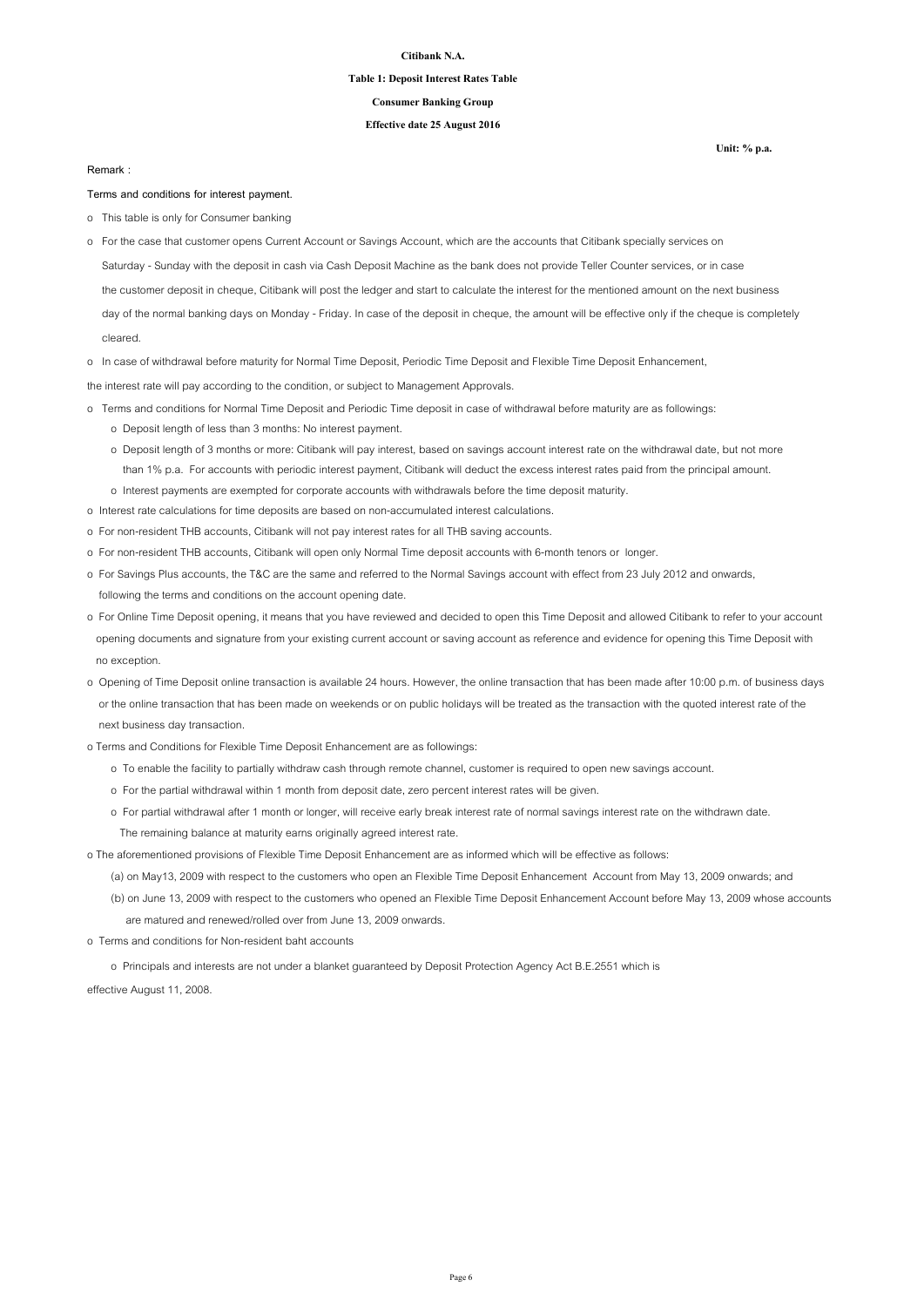**Citibank N.A.**

**Table 1: Deposit Interest Rates Table**

**Consumer Banking Group**

**Effective date 25 August 2016**

**Unit: % p.a.**

Remark :

Terms and conditions for interest payment.

- This table is only for Consumer banking
- For the case that customer opens Current Account or Savings Account, which are the accounts that Citibank specially services on Saturday - Sunday with the deposit in cash via Cash Deposit Machine as the bank does not provide Teller Counter services, or in case the customer deposit in cheque, Citibank will post the ledger and start to calculate the interest for the mentioned amount on the next business day of the normal banking days on Monday - Friday. In case of the deposit in cheque, the amount will be effective only if the cheque is completely cleared.
- In case of withdrawal before maturity for Normal Time Deposit, Periodic Time Deposit and Flexible Time Deposit Enhancement, the interest rate will pay according to the condition, or subject to Management Approvals.
- Terms and conditions for Normal Time Deposit and Periodic Time deposit in case of withdrawal before maturity are as followings:
  - Deposit length of less than 3 months: No interest payment.
  - Deposit length of 3 months or more: Citibank will pay interest, based on savings account interest rate on the withdrawal date, but not more than 1% p.a. For accounts with periodic interest payment, Citibank will deduct the excess interest rates paid from the principal amount.
  - Interest payments are exempted for corporate accounts with withdrawals before the time deposit maturity.
- Interest rate calculations for time deposits are based on non-accumulated interest calculations.
- For non-resident THB accounts, Citibank will not pay interest rates for all THB saving accounts.
- For non-resident THB accounts, Citibank will open only Normal Time deposit accounts with 6-month tenors or longer.
- For Savings Plus accounts, the T&C are the same and referred to the Normal Savings account with effect from 23 July 2012 and onwards, following the terms and conditions on the account opening date.
- For Online Time Deposit opening, it means that you have reviewed and decided to open this Time Deposit and allowed Citibank to refer to your account opening documents and signature from your existing current account or saving account as reference and evidence for opening this Time Deposit with no exception.
- Opening of Time Deposit online transaction is available 24 hours. However, the online transaction that has been made after 10:00 p.m. of business days or the online transaction that has been made on weekends or on public holidays will be treated as the transaction with the quoted interest rate of the next business day transaction.
- Terms and Conditions for Flexible Time Deposit Enhancement are as followings:
  - To enable the facility to partially withdraw cash through remote channel, customer is required to open new savings account.
  - For the partial withdrawal within 1 month from deposit date, zero percent interest rates will be given.
  - For partial withdrawal after 1 month or longer, will receive early break interest rate of normal savings interest rate on the withdrawn date. The remaining balance at maturity earns originally agreed interest rate.
- The aforementioned provisions of Flexible Time Deposit Enhancement are as informed which will be effective as follows:
  - (a) on May13, 2009 with respect to the customers who open an Flexible Time Deposit Enhancement Account from May 13, 2009 onwards; and
  - (b) on June 13, 2009 with respect to the customers who opened an Flexible Time Deposit Enhancement Account before May 13, 2009 whose accounts are matured and renewed/rolled over from June 13, 2009 onwards.
- Terms and conditions for Non-resident baht accounts
  - Principals and interests are not under a blanket guaranteed by Deposit Protection Agency Act B.E.2551 which is effective August 11, 2008.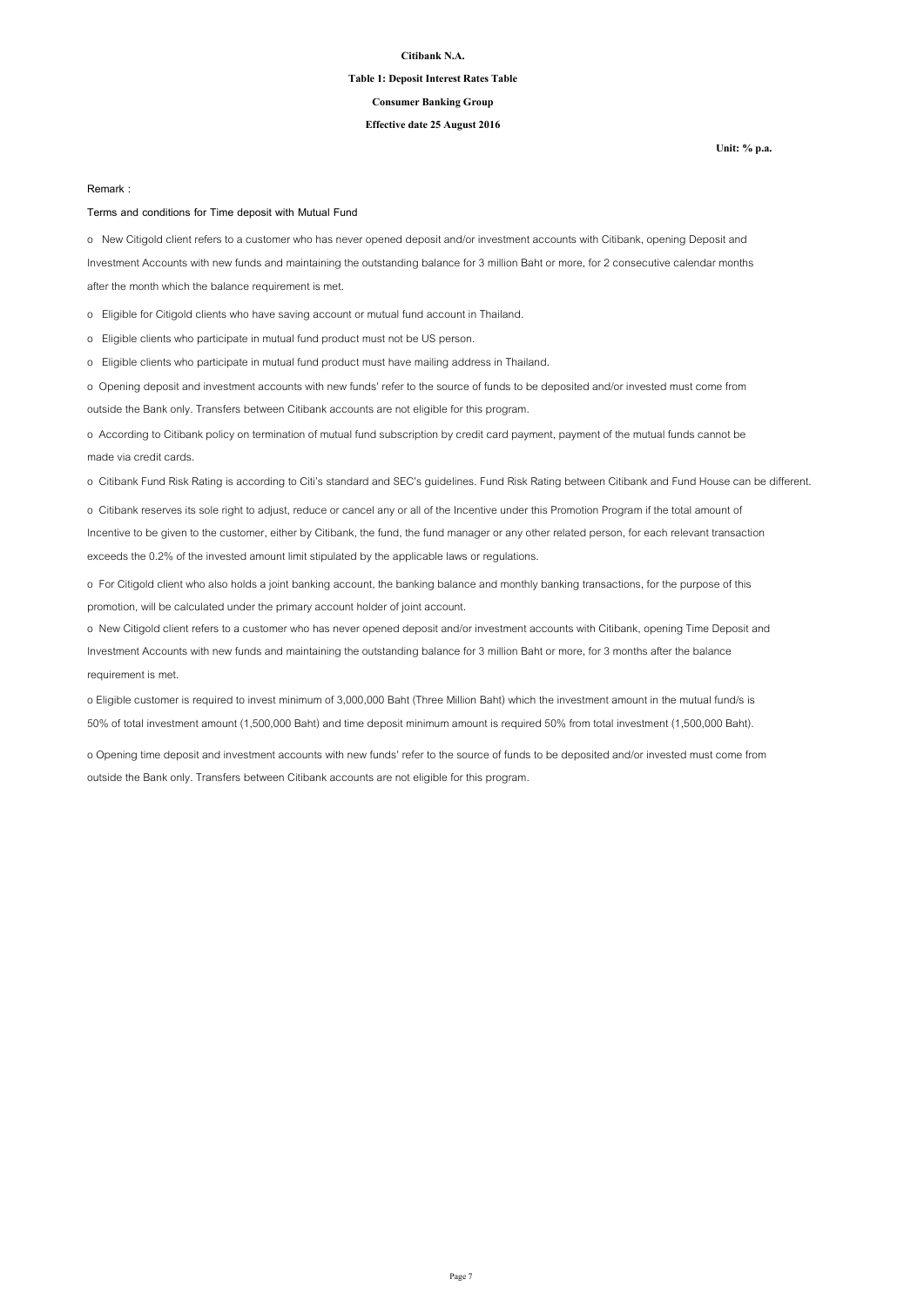**Citibank N.A.**

**Table 1: Deposit Interest Rates Table**

**Consumer Banking Group**

**Effective date 25 August 2016**

**Unit: % p.a.**

Remark :

Terms and conditions for Time deposit with Mutual Fund

- New Citigold client refers to a customer who has never opened deposit and/or investment accounts with Citibank, opening Deposit and Investment Accounts with new funds and maintaining the outstanding balance for 3 million Baht or more, for 2 consecutive calendar months after the month which the balance requirement is met.
- Eligible for Citigold clients who have saving account or mutual fund account in Thailand.
- Eligible clients who participate in mutual fund product must not be US person.
- Eligible clients who participate in mutual fund product must have mailing address in Thailand.
- Opening deposit and investment accounts with new funds' refer to the source of funds to be deposited and/or invested must come from outside the Bank only. Transfers between Citibank accounts are not eligible for this program.
- According to Citibank policy on termination of mutual fund subscription by credit card payment, payment of the mutual funds cannot be made via credit cards.
- Citibank Fund Risk Rating is according to Citi's standard and SEC's guidelines. Fund Risk Rating between Citibank and Fund House can be different.
- Citibank reserves its sole right to adjust, reduce or cancel any or all of the Incentive under this Promotion Program if the total amount of Incentive to be given to the customer, either by Citibank, the fund, the fund manager or any other related person, for each relevant transaction exceeds the 0.2% of the invested amount limit stipulated by the applicable laws or regulations.
- For Citigold client who also holds a joint banking account, the banking balance and monthly banking transactions, for the purpose of this promotion, will be calculated under the primary account holder of joint account.
- New Citigold client refers to a customer who has never opened deposit and/or investment accounts with Citibank, opening Time Deposit and Investment Accounts with new funds and maintaining the outstanding balance for 3 million Baht or more, for 3 months after the balance requirement is met.
- Eligible customer is required to invest minimum of 3,000,000 Baht (Three Million Baht) which the investment amount in the mutual fund/s is 50% of total investment amount (1,500,000 Baht) and time deposit minimum amount is required 50% from total investment (1,500,000 Baht).
- Opening time deposit and investment accounts with new funds' refer to the source of funds to be deposited and/or invested must come from outside the Bank only. Transfers between Citibank accounts are not eligible for this program.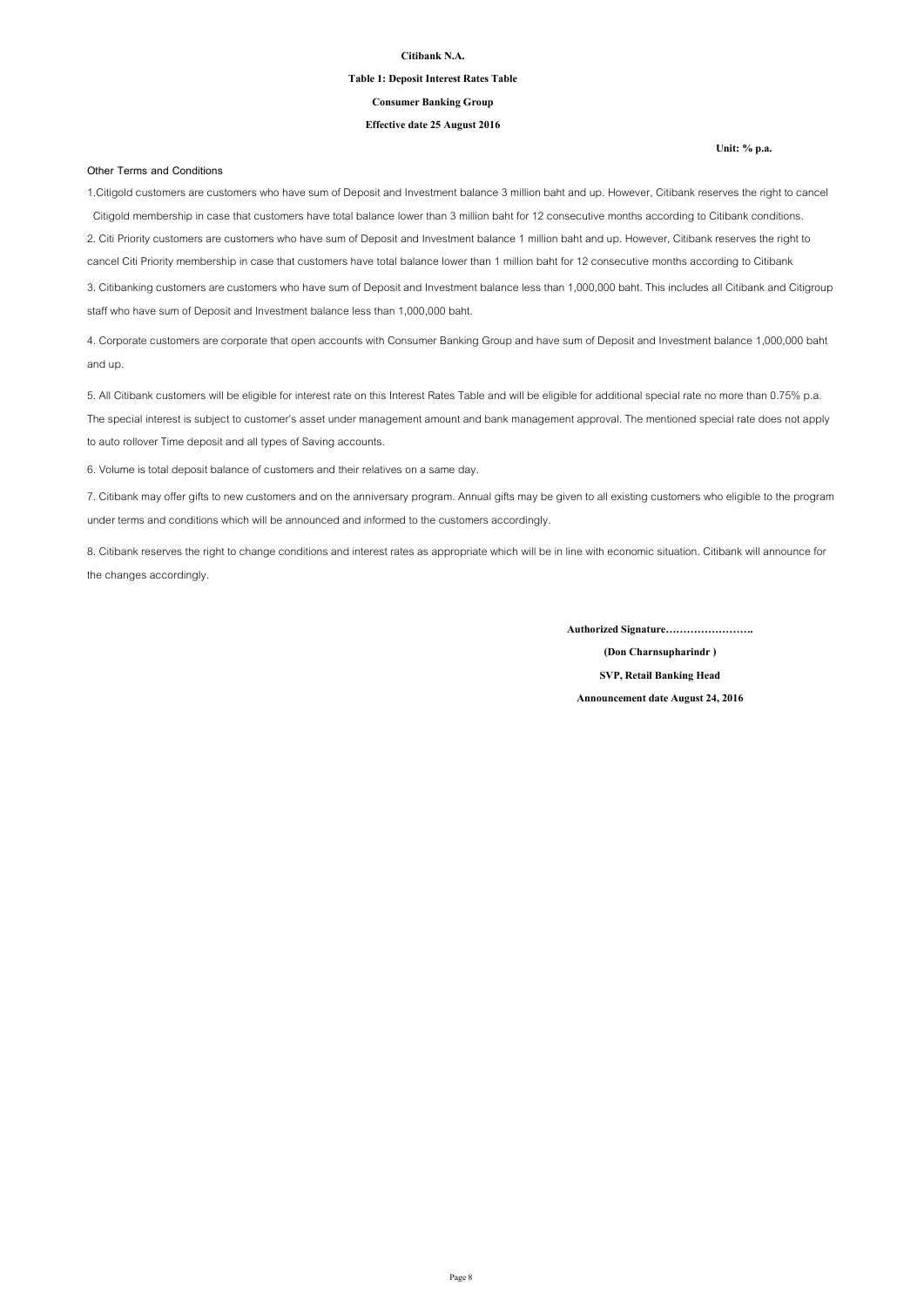**Citibank N.A.**

**Table 1: Deposit Interest Rates Table**

**Consumer Banking Group**

**Effective date 25 August 2016**

**Unit: % p.a.**

Other Terms and Conditions

1.Citigold customers are customers who have sum of Deposit and Investment balance 3 million baht and up. However, Citibank reserves the right to cancel Citigold membership in case that customers have total balance lower than 3 million baht for 12 consecutive months according to Citibank conditions.

2. Citi Priority customers are customers who have sum of Deposit and Investment balance 1 million baht and up. However, Citibank reserves the right to cancel Citi Priority membership in case that customers have total balance lower than 1 million baht for 12 consecutive months according to Citibank

3. Citibanking customers are customers who have sum of Deposit and Investment balance less than 1,000,000 baht. This includes all Citibank and Citigroup staff who have sum of Deposit and Investment balance less than 1,000,000 baht.

4. Corporate customers are corporate that open accounts with Consumer Banking Group and have sum of Deposit and Investment balance 1,000,000 baht and up.

5. All Citibank customers will be eligible for interest rate on this Interest Rates Table and will be eligible for additional special rate no more than 0.75% p.a. The special interest is subject to customer's asset under management amount and bank management approval. The mentioned special rate does not apply to auto rollover Time deposit and all types of Saving accounts.

6. Volume is total deposit balance of customers and their relatives on a same day.

7. Citibank may offer gifts to new customers and on the anniversary program. Annual gifts may be given to all existing customers who eligible to the program under terms and conditions which will be announced and informed to the customers accordingly.

8. Citibank reserves the right to change conditions and interest rates as appropriate which will be in line with economic situation. Citibank will announce for the changes accordingly.

**Authorized Signature…………………….**

**(Don Charnsupharindr )**

**SVP, Retail Banking Head**

**Announcement date August 24, 2016**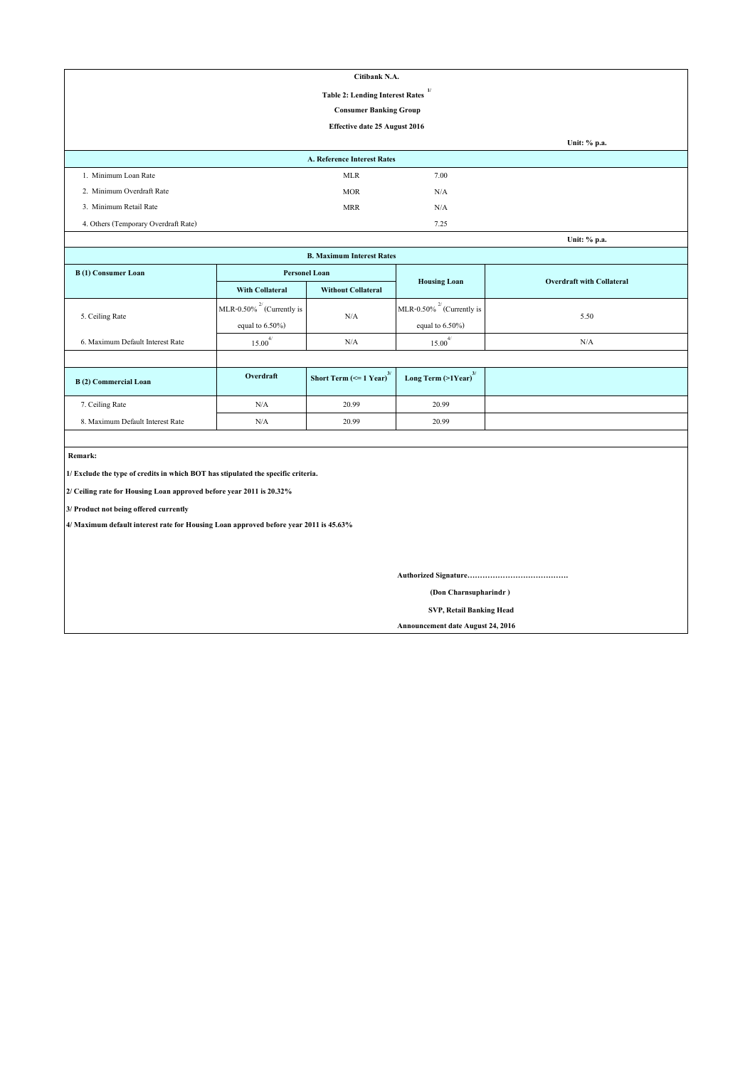**Citibank N.A.**

**Table 2: Lending Interest Rates [1/]**

**Consumer Banking Group**

**Effective date 25 August 2016**

**Unit: % p.a.**

| A. Reference Interest Rates | | |
|---|---|---|
| 1. Minimum Loan Rate | MLR | 7.00 |
| 2. Minimum Overdraft Rate | MOR | N/A |
| 3. Minimum Retail Rate | MRR | N/A |
| 4. Others (Temporary Overdraft Rate) | | 7.25 |

**Unit: % p.a.**

**B. Maximum Interest Rates**

| B (1) Consumer Loan | Personel Loan | | Housing Loan | Overdraft with Collateral |
|---|---|---|---|---|
| | With Collateral | Without Collateral | | |
| 5. Ceiling Rate | MLR-0.50% [2/] (Currently is equal to 6.50%) | N/A | MLR-0.50% [2/] (Currently is equal to 6.50%) | 5.50 |
| 6. Maximum Default Interest Rate | 15.00 [4/] | N/A | 15.00 [4/] | N/A |

| B (2) Commercial Loan | Overdraft | Short Term (<= 1 Year) [3/] | Long Term (>1Year) [3/] |
|---|---|---|---|
| 7. Ceiling Rate | N/A | 20.99 | 20.99 |
| 8. Maximum Default Interest Rate | N/A | 20.99 | 20.99 |

**Remark:**

**1/ Exclude the type of credits in which BOT has stipulated the specific criteria.**

**2/ Ceiling rate for Housing Loan approved before year 2011 is 20.32%**

**3/ Product not being offered currently**

**4/ Maximum default interest rate for Housing Loan approved before year 2011 is 45.63%**

**Authorized Signature…………………………………**

**(Don Charnsupharindr )**

**SVP, Retail Banking Head**

**Announcement date August 24, 2016**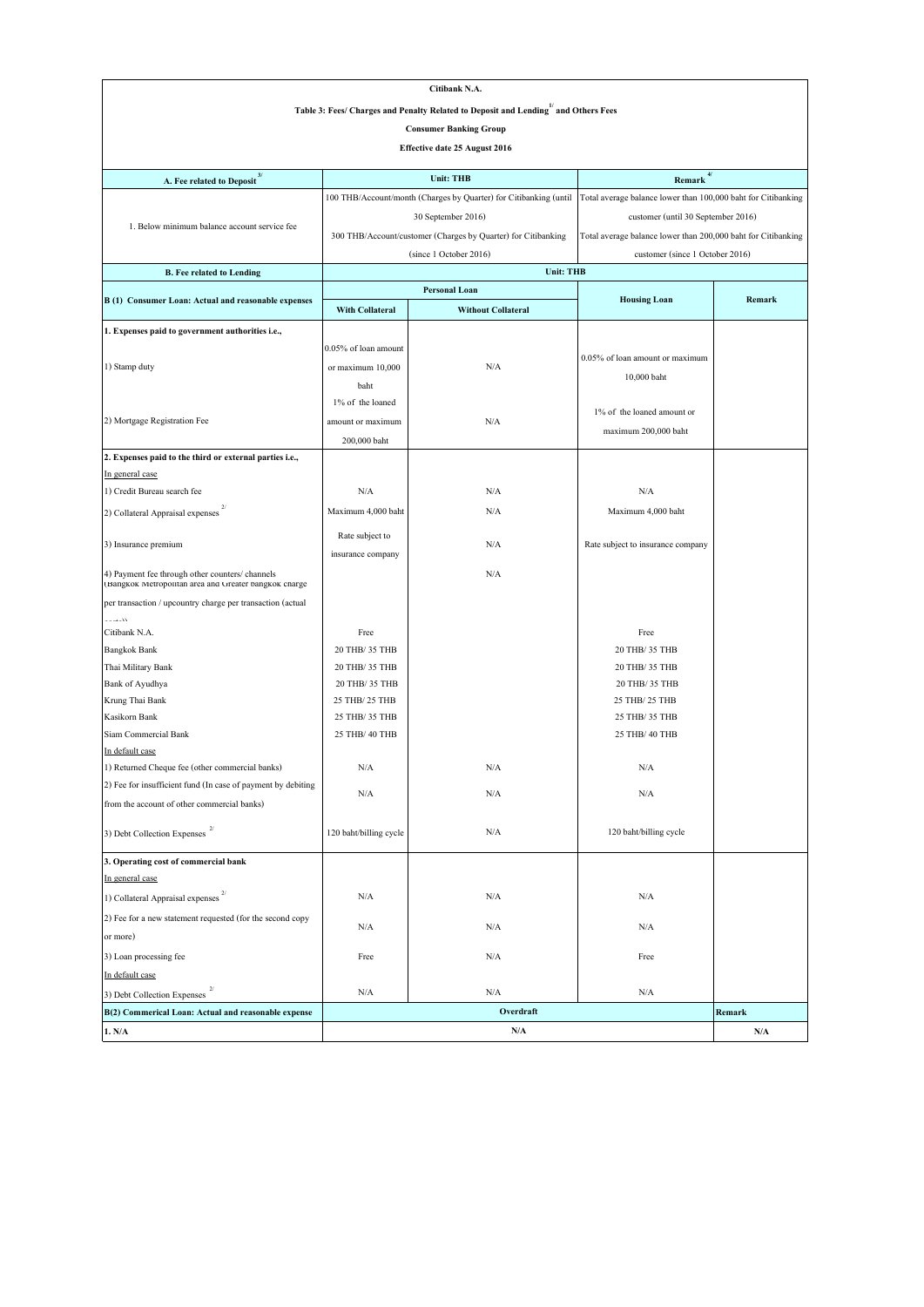**Citibank N.A.**

**Table 3: Fees/ Charges and Penalty Related to Deposit and Lending[1/] and Others Fees**

**Consumer Banking Group**

**Effective date 25 August 2016**

| **A. Fee related to Deposit[3/]** | **Unit: THB** | | **Remark[4/]** | |
|---|---|---|---|---|
| 1. Below minimum balance account service fee | 100 THB/Account/month (Charges by Quarter) for Citibanking (until 30 September 2016) 300 THB/Account/customer (Charges by Quarter) for Citibanking (since 1 October 2016) | | Total average balance lower than 100,000 baht for Citibanking customer (until 30 September 2016) Total average balance lower than 200,000 baht for Citibanking customer (since 1 October 2016) | |
| **B. Fee related to Lending** | **Unit: THB** | | | |
| **B (1) Consumer Loan: Actual and reasonable expenses** | **Personal Loan** | | **Housing Loan** | **Remark** |
| | **With Collateral** | **Without Collateral** | | |
| **1. Expenses paid to government authorities i.e.,** | | | | |
| 1) Stamp duty | 0.05% of loan amount or maximum 10,000 baht | N/A | 0.05% of loan amount or maximum 10,000 baht | |
| 2) Mortgage Registration Fee | 1% of the loaned amount or maximum 200,000 baht | N/A | 1% of the loaned amount or maximum 200,000 baht | |
| **2. Expenses paid to the third or external parties i.e.,** | | | | |
| In general case | | | | |
| 1) Credit Bureau search fee | N/A | N/A | N/A | |
| 2) Collateral Appraisal expenses[2/] | Maximum 4,000 baht | N/A | Maximum 4,000 baht | |
| 3) Insurance premium | Rate subject to insurance company | N/A | Rate subject to insurance company | |
| 4) Payment fee through other counters/ channels (Bangkok Metropolitan area and Greater Bangkok charge per transaction / upcountry charge per transaction (actual costs)) | | N/A | | |
| Citibank N.A. | Free | | Free | |
| Bangkok Bank | 20 THB/ 35 THB | | 20 THB/ 35 THB | |
| Thai Military Bank | 20 THB/ 35 THB | | 20 THB/ 35 THB | |
| Bank of Ayudhya | 20 THB/ 35 THB | | 20 THB/ 35 THB | |
| Krung Thai Bank | 25 THB/ 25 THB | | 25 THB/ 25 THB | |
| Kasikorn Bank | 25 THB/ 35 THB | | 25 THB/ 35 THB | |
| Siam Commercial Bank | 25 THB/ 40 THB | | 25 THB/ 40 THB | |
| In default case | | | | |
| 1) Returned Cheque fee (other commercial banks) | N/A | N/A | N/A | |
| 2) Fee for insufficient fund (In case of payment by debiting from the account of other commercial banks) | N/A | N/A | N/A | |
| 3) Debt Collection Expenses[2/] | 120 baht/billing cycle | N/A | 120 baht/billing cycle | |
| **3. Operating cost of commercial bank** | | | | |
| In general case | | | | |
| 1) Collateral Appraisal expenses[2/] | N/A | N/A | N/A | |
| 2) Fee for a new statement requested (for the second copy or more) | N/A | N/A | N/A | |
| 3) Loan processing fee | Free | N/A | Free | |
| In default case | | | | |
| 3) Debt Collection Expenses[2/] | N/A | N/A | N/A | |
| **B(2) Commerical Loan: Actual and reasonable expense** | **Overdraft** | | | **Remark** |
| **1. N/A** | **N/A** | | | **N/A** |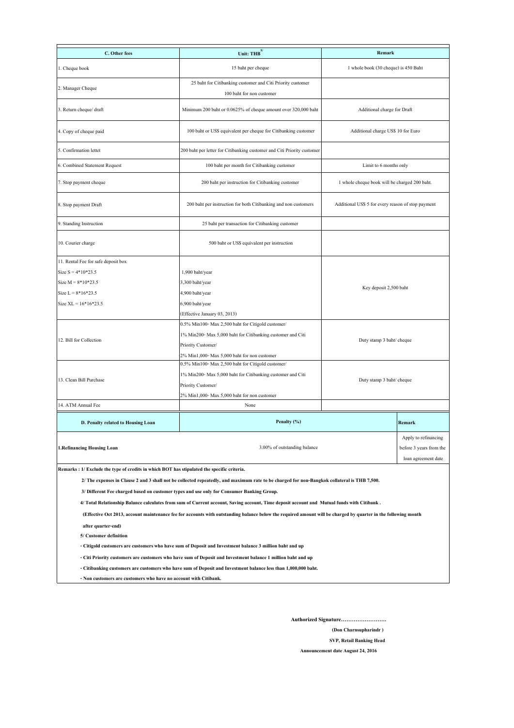| C. Other fees | Unit: THB[5/] | Remark |
|---|---|---|
| 1. Cheque book | 15 baht per cheque | 1 whole book (30 cheque) is 450 Baht |
| 2. Manager Cheque | 25 baht for Citibanking customer and Citi Priority customer<br>100 baht for non customer | |
| 3. Return cheque/ draft | Minimum 200 baht or 0.0625% of cheque amount over 320,000 baht | Additional charge for Draft |
| 4. Copy of cheque paid | 100 baht or US$ equivalent per cheque for Citibanking customer | Additional charge US$ 10 for Euro |
| 5. Confirmation lettet | 200 baht per letter for Citibanking customer and Citi Priority customer | |
| 6. Combined Statement Request | 100 baht per month for Citibanking customer | Limit to 6 months only |
| 7. Stop payment cheque | 200 baht per instruction for Citibanking customer | 1 whole cheque book will be charged 200 baht. |
| 8. Stop payment Draft | 200 baht per instruction for both Citibanking and non customers | Additional US$ 5 for every reason of stop payment |
| 9. Standing Instruction | 25 baht per transaction for Citibanking customer | |
| 10. Courier charge | 500 baht or US$ equivalent per instruction | |
| 11. Rental Fee for safe deposit box<br>Size S = 4*10*23.5<br>Size M = 8*10*23.5<br>Size L = 8*16*23.5<br>Size XL = 16*16*23.5 | <br>1,900 baht/year<br>3,300 baht/year<br>4,900 baht/year<br>6,900 baht/year<br>(Effective January 03, 2013) | Key deposit 2,500 baht |
| 12. Bill for Collection | 0.5% Min100- Max 2,500 baht for Citigold customer/<br>1% Min200- Max 5,000 baht for Citibanking customer and Citi Priority Customer/<br>2% Min1,000- Max 5,000 baht for non customer | Duty stamp 3 baht/ cheque |
| 13. Clean Bill Purchase | 0.5% Min100- Max 2,500 baht for Citigold customer/<br>1% Min200- Max 5,000 baht for Citibanking customer and Citi Priority Customer/<br>2% Min1,000- Max 5,000 baht for non customer | Duty stamp 3 baht/ cheque |
| 14. ATM Annual Fee | None | |

| D. Penalty related to Housing Loan | Penalty (%) | Remark |
|---|---|---|
| 1.Refinancing Housing Loan | 3.00% of outstanding balance | Apply to refinancing before 3 years from the loan agreement date |

**Remarks : 1/ Exclude the type of credits in which BOT has stipulated the specific criteria.**

**2/ The expenses in Clause 2 and 3 shall not be collected repeatedly, and maximum rate to be charged for non-Bangkok collateral is THB 7,500.**

**3/ Different Fee charged based on customer types and use only for Consumer Banking Group.**

**4/ Total Relationship Balance calculates from sum of Current account, Saving account, Time deposit account and Mutual funds with Citibank .**

**(Effective Oct 2013, account maintenance fee for accounts with outstanding balance below the required amount will be charged by quarter in the following month after quarter-end)**

**5/ Customer definition**

**- Citigold customers are customers who have sum of Deposit and Investment balance 3 million baht and up**

**- Citi Priority customers are customers who have sum of Deposit and Investment balance 1 million baht and up**

**- Citibanking customers are customers who have sum of Deposit and Investment balance less than 1,000,000 baht.**

**- Non customers are customers who have no account with Citibank.**

**Authorized Signature…………………….**

**(Don Charnsupharindr )**

**SVP, Retail Banking Head**

**Announcement date August 24, 2016**